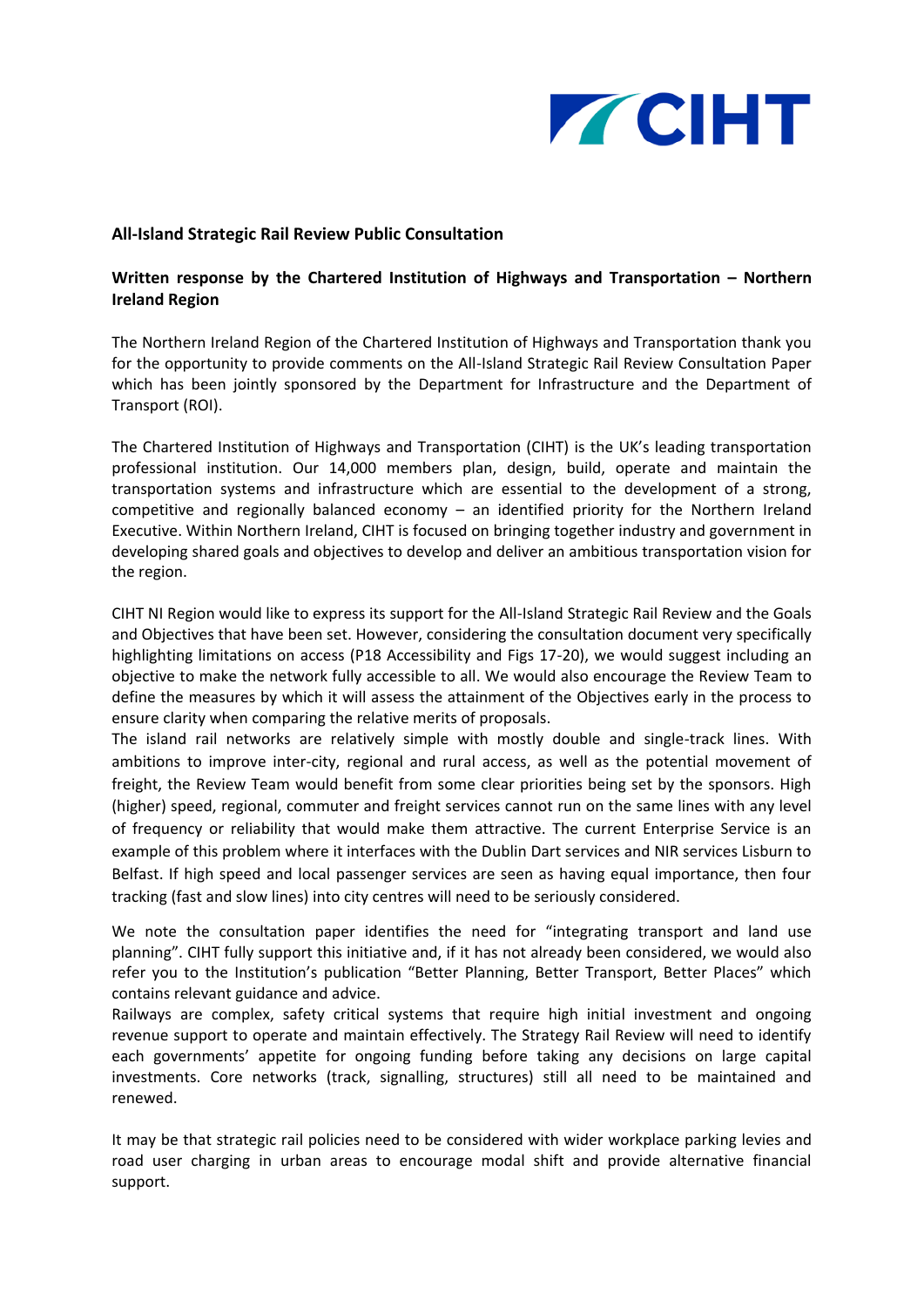**All-Island Strategic Rail Review Public Consultation**

**Written response by the Chartered Institution of Highways and Transportation – Northern Ireland Region**

The Northern Ireland Region of the Chartered Institution of Highways and Transportation thank you for the opportunity to provide comments on the All-Island Strategic Rail Review Consultation Paper which has been jointly sponsored by the Department for Infrastructure and the Department of Transport (ROI).

The Chartered Institution of Highways and Transportation (CIHT) is the UK's leading transportation professional institution. Our 14,000 members plan, design, build, operate and maintain the transportation systems and infrastructure which are essential to the development of a strong, competitive and regionally balanced economy – an identified priority for the Northern Ireland Executive. Within Northern Ireland, CIHT is focused on bringing together industry and government in developing shared goals and objectives to develop and deliver an ambitious transportation vision for the region.

CIHT NI Region would like to express its support for the All-Island Strategic Rail Review and the Goals and Objectives that have been set. However, considering the consultation document very specifically highlighting limitations on access (P18 Accessibility and Figs 17-20), we would suggest including an objective to make the network fully accessible to all. We would also encourage the Review Team to define the measures by which it will assess the attainment of the Objectives early in the process to ensure clarity when comparing the relative merits of proposals.

The island rail networks are relatively simple with mostly double and single-track lines. With ambitions to improve inter-city, regional and rural access, as well as the potential movement of freight, the Review Team would benefit from some clear priorities being set by the sponsors. High (higher) speed, regional, commuter and freight services cannot run on the same lines with any level of frequency or reliability that would make them attractive. The current Enterprise Service is an example of this problem where it interfaces with the Dublin Dart services and NIR services Lisburn to Belfast. If high speed and local passenger services are seen as having equal importance, then four tracking (fast and slow lines) into city centres will need to be seriously considered.

We note the consultation paper identifies the need for "integrating transport and land use planning". CIHT fully support this initiative and, if it has not already been considered, we would also refer you to the Institution's publication "Better Planning, Better Transport, Better Places" which contains relevant guidance and advice.

Railways are complex, safety critical systems that require high initial investment and ongoing revenue support to operate and maintain effectively. The Strategy Rail Review will need to identify each governments' appetite for ongoing funding before taking any decisions on large capital investments. Core networks (track, signalling, structures) still all need to be maintained and renewed.

It may be that strategic rail policies need to be considered with wider workplace parking levies and road user charging in urban areas to encourage modal shift and provide alternative financial support.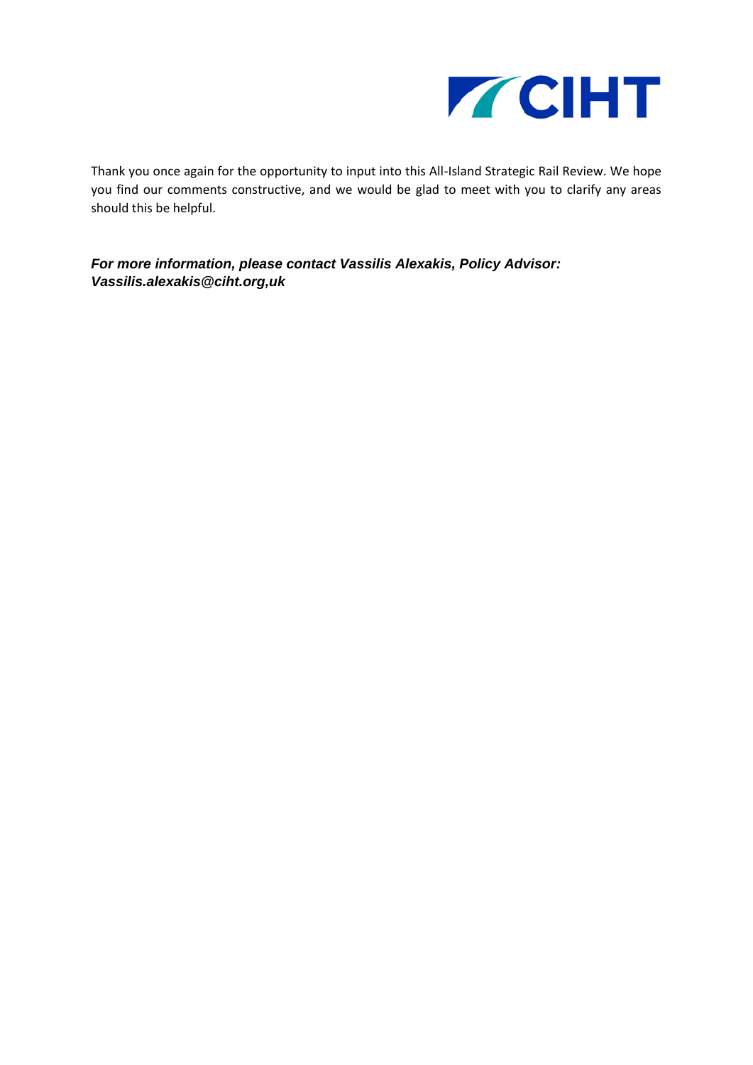Thank you once again for the opportunity to input into this All-Island Strategic Rail Review. We hope you find our comments constructive, and we would be glad to meet with you to clarify any areas should this be helpful.

***For more information, please contact Vassilis Alexakis, Policy Advisor: Vassilis.alexakis@ciht.org,uk***